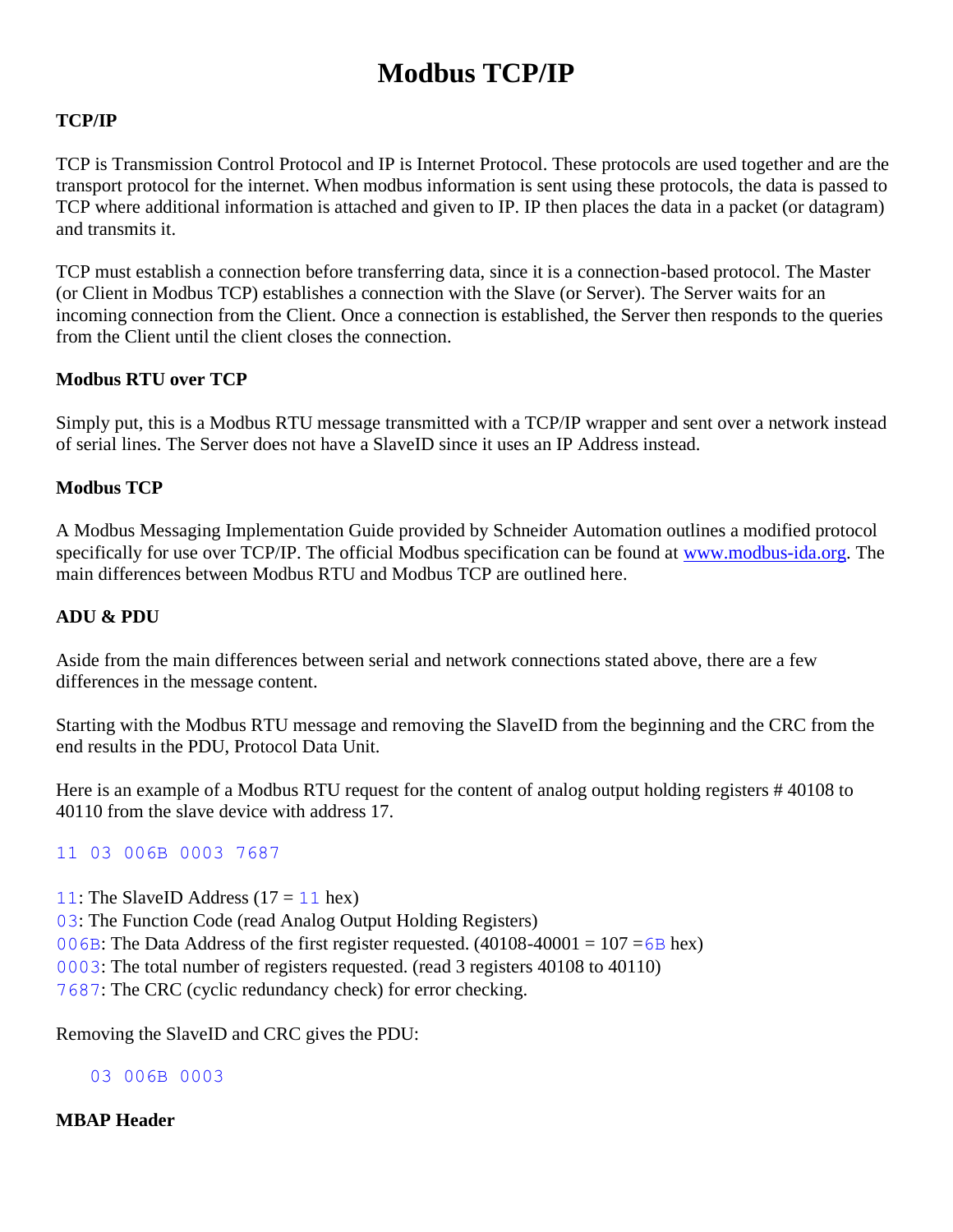# Modbus TCP/IP

### TCP/IP

TCP is Transmission Control Protocol and IP is Internet Protocol. These protocols are used together and are the transport protocol for the internet. When modbus information is sent using these protocols, the data is passed to TCP where additional information is attached and given to IP. IP then places the data in a packet (or datagram) and transmits it.

TCP must establish a connection before transferring data, since it is a connection-based protocol. The Master (or Client in Modbus TCP) establishes a connection with the Slave (or Server). The Server waits for an incoming connection from the Client. Once a connection is established, the Server then responds to the queries from the Client until the client closes the connection.

### Modbus RTU over TCP

Simply put, this is a Modbus RTU message transmitted with a TCP/IP wrapper and sent over a network instead of serial lines. The Server does not have a SlaveID since it uses an IP Address instead.

### Modbus TCP

A Modbus Messaging Implementation Guide provided by Schneider Automation outlines a modified protocol specifically for use over TCP/IP. The official Modbus specification can be found at [www.modbus-ida.org](http://www.modbus-ida.org). The main differences between Modbus RTU and Modbus TCP are outlined here.

### ADU & PDU

Aside from the main differences between serial and network connections stated above, there are a few differences in the message content.

Starting with the Modbus RTU message and removing the SlaveID from the beginning and the CRC from the end results in the PDU, Protocol Data Unit.

Here is an example of a Modbus RTU request for the content of analog output holding registers # 40108 to 40110 from the slave device with address 17.

```
11 03 006B 0003 7687
```

`11`: The SlaveID Address (17 = `11` hex)
`03`: The Function Code (read Analog Output Holding Registers)
`006B`: The Data Address of the first register requested. (40108-40001 = 107 =`6B` hex)
`0003`: The total number of registers requested. (read 3 registers 40108 to 40110)
`7687`: The CRC (cyclic redundancy check) for error checking.

Removing the SlaveID and CRC gives the PDU:

```
03 006B 0003
```

### MBAP Header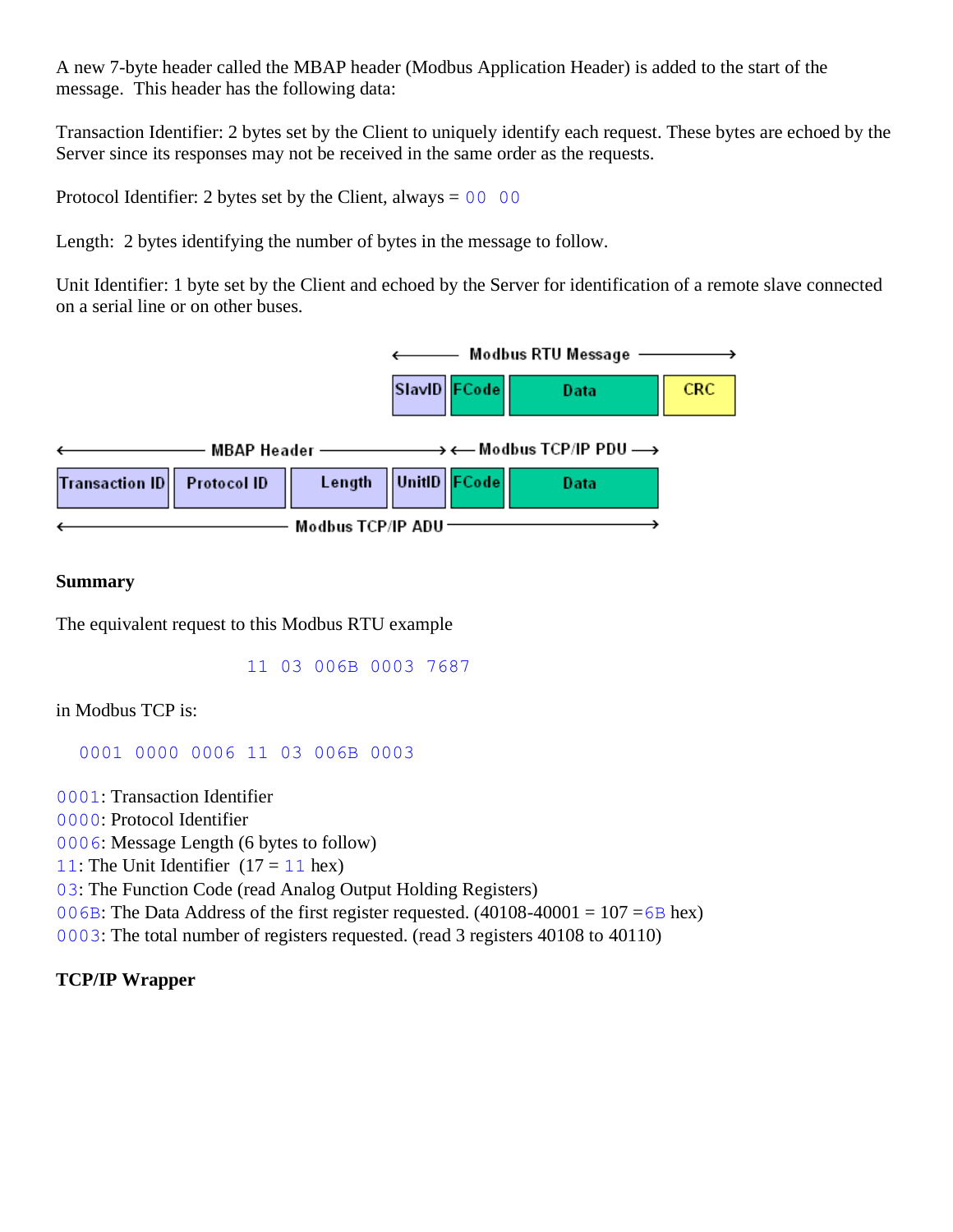A new 7-byte header called the MBAP header (Modbus Application Header) is added to the start of the message. This header has the following data:

Transaction Identifier: 2 bytes set by the Client to uniquely identify each request. These bytes are echoed by the Server since its responses may not be received in the same order as the requests.

Protocol Identifier: 2 bytes set by the Client, always = `00 00`

Length: 2 bytes identifying the number of bytes in the message to follow.

Unit Identifier: 1 byte set by the Client and echoed by the Server for identification of a remote slave connected on a serial line or on other buses.

| ← Modbus RTU Message → | | | |
|---|---|---|---|
| SlavID | FCode | Data | CRC |

| ← MBAP Header → | | | | ← Modbus TCP/IP PDU → | |
|---|---|---|---|---|---|
| Transaction ID | Protocol ID | Length | UnitID | FCode | Data |
| ← Modbus TCP/IP ADU → | | | | | |

**Summary**

The equivalent request to this Modbus RTU example

```
11 03 006B 0003 7687
```

in Modbus TCP is:

```
0001 0000 0006 11 03 006B 0003
```

`0001`: Transaction Identifier
`0000`: Protocol Identifier
`0006`: Message Length (6 bytes to follow)
`11`: The Unit Identifier (17 = `11` hex)
`03`: The Function Code (read Analog Output Holding Registers)
`006B`: The Data Address of the first register requested. (40108-40001 = 107 =`6B` hex)
`0003`: The total number of registers requested. (read 3 registers 40108 to 40110)

**TCP/IP Wrapper**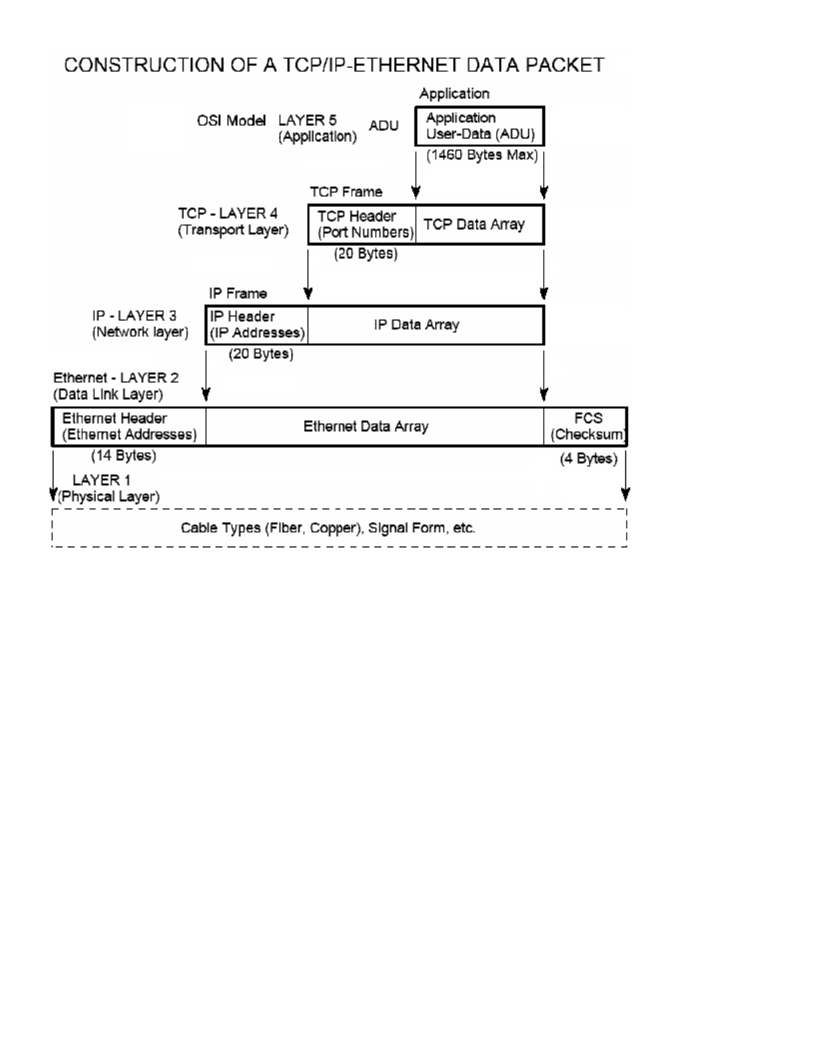# CONSTRUCTION OF A TCP/IP-ETHERNET DATA PACKET

Application

OSI Model LAYER 5 (Application)

ADU

Application User-Data (ADU)

(1460 Bytes Max)

TCP Frame

TCP - LAYER 4 (Transport Layer)

TCP Header (Port Numbers)

TCP Data Array

(20 Bytes)

IP Frame

IP - LAYER 3 (Network layer)

IP Header (IP Addresses)

IP Data Array

(20 Bytes)

Ethernet - LAYER 2 (Data Link Layer)

Ethernet Header (Ethernet Addresses)

Ethernet Data Array

FCS (Checksum)

(14 Bytes)

(4 Bytes)

LAYER 1 (Physical Layer)

Cable Types (Fiber, Copper), Signal Form, etc.